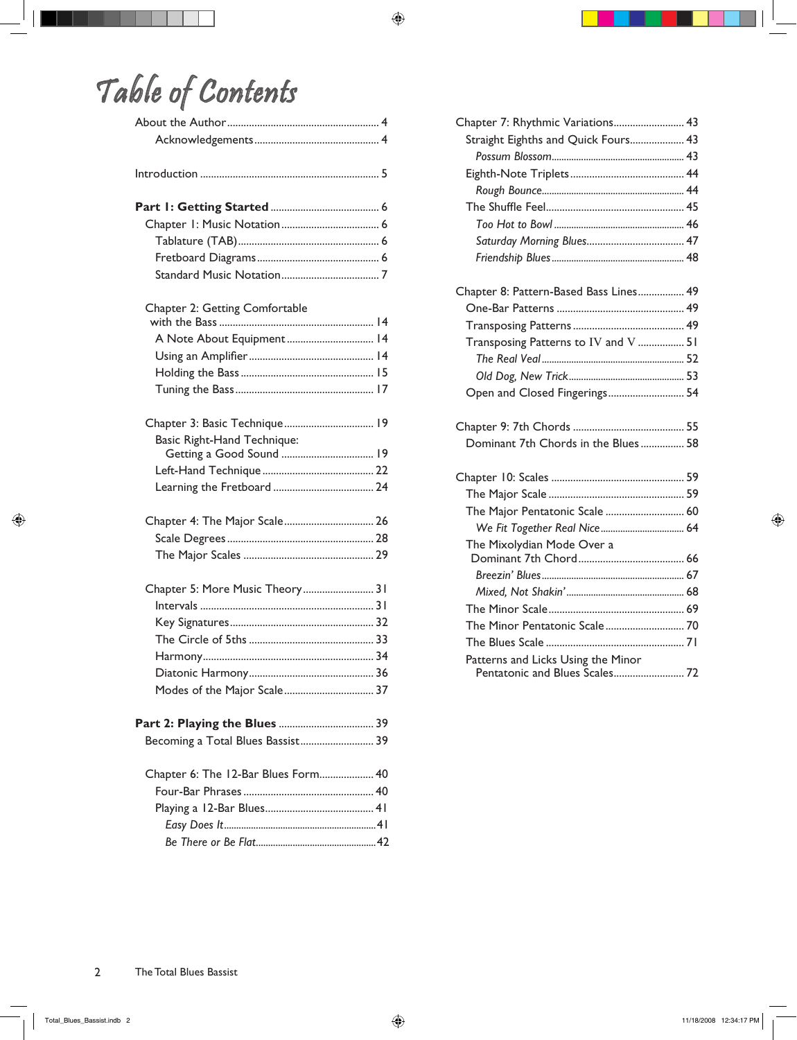# Table of Contents

About the Author ........................................................ 4
- Acknowledgements ............................................. 4

Introduction ................................................................. 5

**Part 1: Getting Started** ........................................ 6

Chapter 1: Music Notation .................................... 6
- Tablature (TAB) .................................................... 6
- Fretboard Diagrams ............................................. 6
- Standard Music Notation .................................... 7

Chapter 2: Getting Comfortable with the Bass ........................................................ 14
- A Note About Equipment ................................ 14
- Using an Amplifier .............................................. 14
- Holding the Bass ................................................. 15
- Tuning the Bass ................................................... 17

Chapter 3: Basic Technique ................................. 19
- Basic Right-Hand Technique: Getting a Good Sound .................................. 19
- Left-Hand Technique ......................................... 22
- Learning the Fretboard ..................................... 24

Chapter 4: The Major Scale ................................. 26
- Scale Degrees ...................................................... 28
- The Major Scales ................................................ 29

Chapter 5: More Music Theory ........................... 31
- Intervals ................................................................ 31
- Key Signatures ..................................................... 32
- The Circle of 5ths .............................................. 33
- Harmony ............................................................... 34
- Diatonic Harmony .............................................. 36
- Modes of the Major Scale ................................. 37

**Part 2: Playing the Blues** ................................... 39

Becoming a Total Blues Bassist ........................... 39

Chapter 6: The 12-Bar Blues Form .................... 40
- Four-Bar Phrases ................................................ 40
- Playing a 12-Bar Blues ........................................ 41
  - *Easy Does It* ................................................. 41
  - *Be There or Be Flat* ..................................... 42

Chapter 7: Rhythmic Variations .......................... 43
- Straight Eighths and Quick Fours .................... 43
  - *Possum Blossom* ............................................ 43
- Eighth-Note Triplets .......................................... 44
  - *Rough Bounce* ................................................ 44
- The Shuffle Feel ................................................... 45
  - *Too Hot to Bowl* ............................................ 46
  - *Saturday Morning Blues* ............................... 47
  - *Friendship Blues* ............................................ 48

Chapter 8: Pattern-Based Bass Lines ................. 49
- One-Bar Patterns ............................................... 49
- Transposing Patterns ......................................... 49
- Transposing Patterns to IV and V ................... 51
  - *The Real Veal* ................................................. 52
  - *Old Dog, New Trick* ...................................... 53
- Open and Closed Fingerings ............................ 54

Chapter 9: 7th Chords ......................................... 55
- Dominant 7th Chords in the Blues ................ 58

Chapter 10: Scales ................................................ 59
- The Major Scale .................................................. 59
- The Major Pentatonic Scale ............................. 60
  - *We Fit Together Real Nice* .......................... 64
- The Mixolydian Mode Over a Dominant 7th Chord ....................................... 66
  - *Breezin' Blues* ................................................. 67
  - *Mixed, Not Shakin'* ........................................ 68
- The Minor Scale .................................................. 69
- The Minor Pentatonic Scale ............................. 70
- The Blues Scale ................................................... 71
- Patterns and Licks Using the Minor Pentatonic and Blues Scales .......................... 72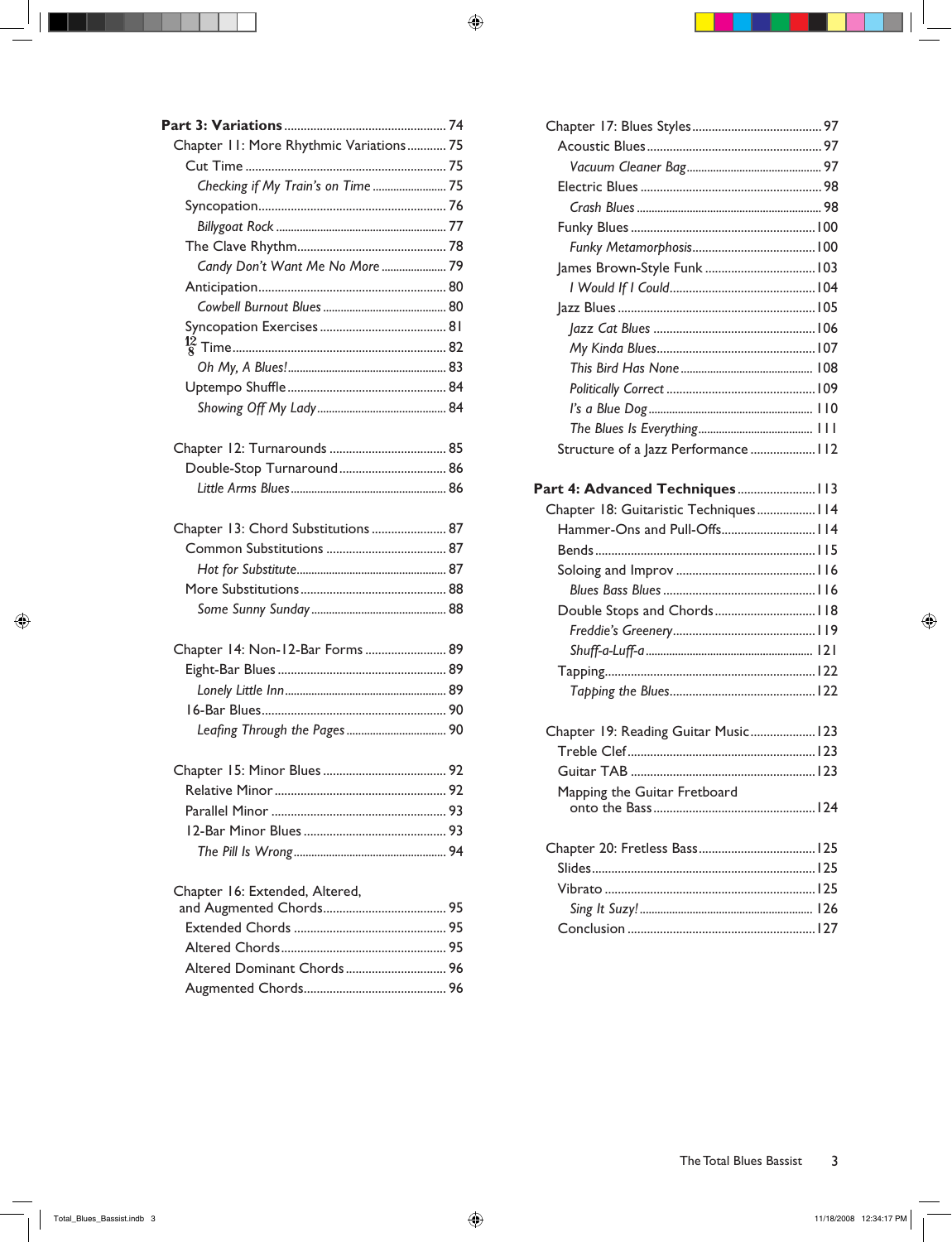**Part 3: Variations** .................................................. 74

Chapter 11: More Rhythmic Variations ............ 75

Cut Time .................................................. 75

*Checking if My Train's on Time* ......................... 75

Syncopation.................................................. 76

*Billygoat Rock* .................................................. 77

The Clave Rhythm.............................................. 78

*Candy Don't Want Me No More* ...................... 79

Anticipation.................................................. 80

*Cowbell Burnout Blues* ......................................... 80

Syncopation Exercises ....................................... 81

$\frac{12}{8}$ Time.................................................. 82

*Oh My, A Blues!*.................................................. 83

Uptempo Shuffle ................................................. 84

*Showing Off My Lady*............................................ 84

Chapter 12: Turnarounds .................................... 85

Double-Stop Turnaround................................. 86

*Little Arms Blues*................................................... 86

Chapter 13: Chord Substitutions ....................... 87

Common Substitutions ..................................... 87

*Hot for Substitute*................................................. 87

More Substitutions ............................................. 88

*Some Sunny Sunday* ............................................ 88

Chapter 14: Non-12-Bar Forms ......................... 89

Eight-Bar Blues ..................................................... 89

*Lonely Little Inn*...................................................... 89

16-Bar Blues.......................................................... 90

*Leafing Through the Pages* ................................. 90

Chapter 15: Minor Blues ...................................... 92

Relative Minor ...................................................... 92

Parallel Minor ...................................................... 93

12-Bar Minor Blues ............................................. 93

*The Pill Is Wrong*.................................................. 94

Chapter 16: Extended, Altered, and Augmented Chords...................................... 95

Extended Chords ................................................ 95

Altered Chords..................................................... 95

Altered Dominant Chords ................................ 96

Augmented Chords.............................................. 96

Chapter 17: Blues Styles........................................ 97

Acoustic Blues...................................................... 97

*Vacuum Cleaner Bag*............................................ 97

Electric Blues ........................................................ 98

*Crash Blues* ............................................................. 98

Funky Blues .........................................................100

*Funky Metamorphosis*........................................100

James Brown-Style Funk ...................................103

*I Would If I Could*................................................104

Jazz Blues .............................................................105

*Jazz Cat Blues* ......................................................106

*My Kinda Blues*.....................................................107

*This Bird Has None* ............................................. 108

*Politically Correct* ..................................................109

*I's a Blue Dog*........................................................ 110

*The Blues Is Everything*........................................ 111

Structure of a Jazz Performance .....................112

**Part 4: Advanced Techniques**.........................113

Chapter 18: Guitaristic Techniques..................114

Hammer-Ons and Pull-Offs..............................114

Bends ....................................................................115

Soloing and Improv ............................................116

*Blues Bass Blues* ...................................................116

Double Stops and Chords.................................118

*Freddie's Greenery*..............................................119

*Shuff-a-Luff-a* ....................................................... 121

Tapping..................................................................122

*Tapping the Blues*.................................................122

Chapter 19: Reading Guitar Music....................123

Treble Clef............................................................123

Guitar TAB ..........................................................123

Mapping the Guitar Fretboard onto the Bass....................................................124

Chapter 20: Fretless Bass.....................................125

Slides......................................................................125

Vibrato ..................................................................125

*Sing It Suzy!* ......................................................... 126

Conclusion ..........................................................127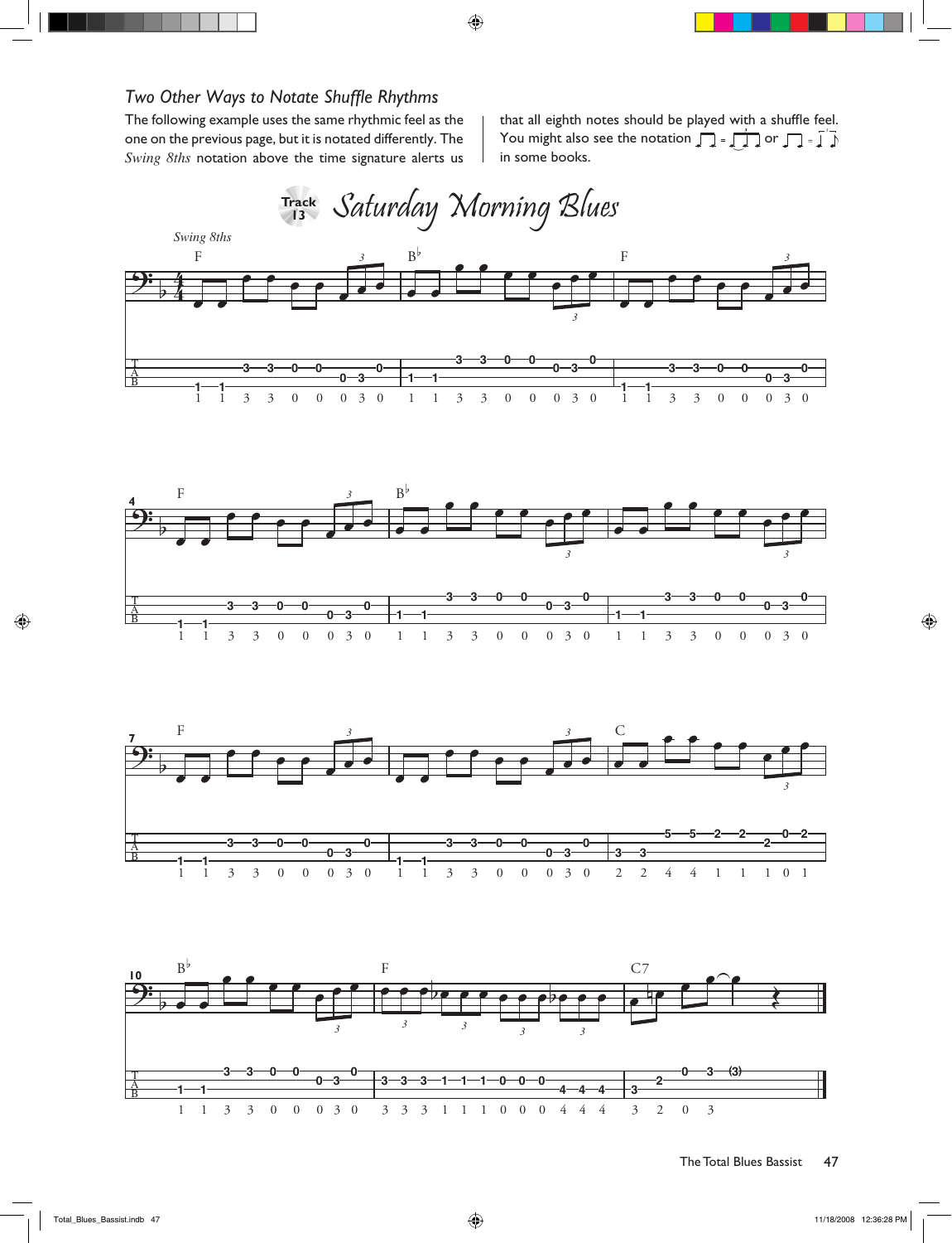### *Two Other Ways to Notate Shuffle Rhythms*

The following example uses the same rhythmic feel as the one on the previous page, but it is notated differently. The *Swing 8ths* notation above the time signature alerts us that all eighth notes should be played with a shuffle feel. You might also see the notation ♫ = ♩♪ (triplet) or ♫ = ♩♪ in some books.

## Saturday Morning Blues

Track 13

*Swing 8ths*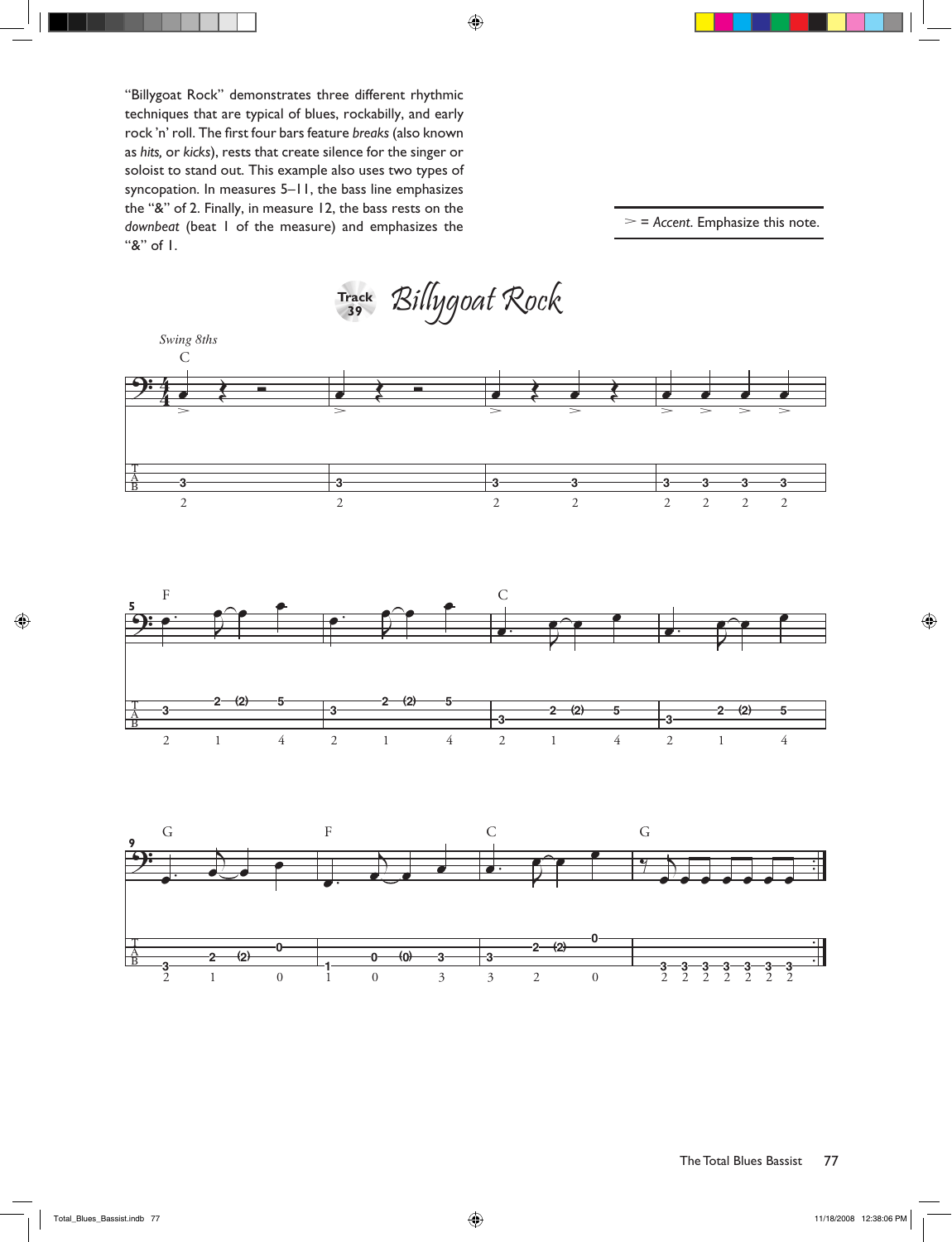"Billygoat Rock" demonstrates three different rhythmic techniques that are typical of blues, rockabilly, and early rock 'n' roll. The first four bars feature *breaks* (also known as *hits*, or *kicks*), rests that create silence for the singer or soloist to stand out. This example also uses two types of syncopation. In measures 5–11, the bass line emphasizes the "&" of 2. Finally, in measure 12, the bass rests on the *downbeat* (beat 1 of the measure) and emphasizes the "&" of 1.

> = *Accent*. Emphasize this note.

## Track 39 — *Billygoat Rock*

*Swing 8ths*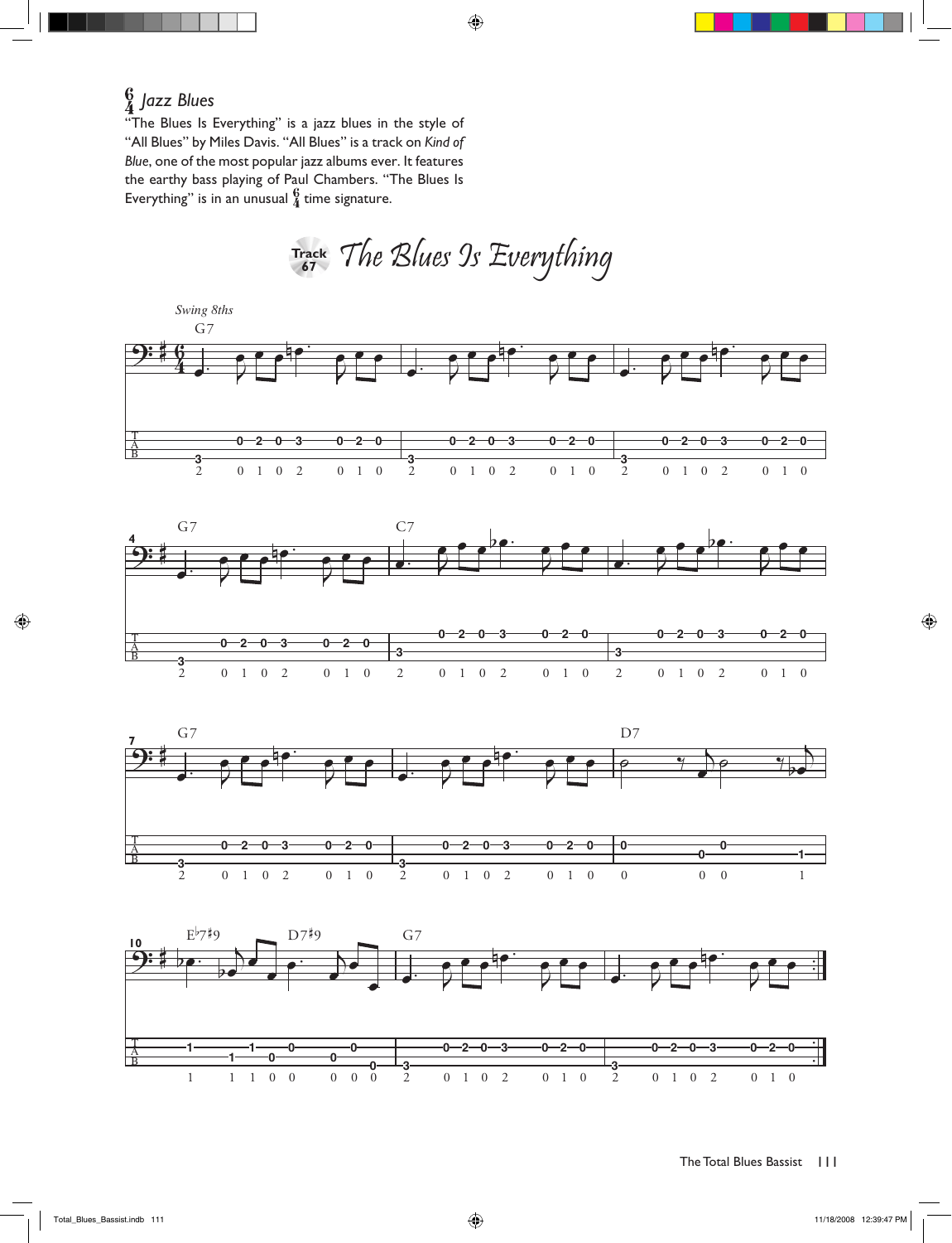## $\frac{6}{4}$ Jazz Blues

"The Blues Is Everything" is a jazz blues in the style of "All Blues" by Miles Davis. "All Blues" is a track on *Kind of Blue*, one of the most popular jazz albums ever. It features the earthy bass playing of Paul Chambers. "The Blues Is Everything" is in an unusual $\frac{6}{4}$ time signature.

Track 67 *The Blues Is Everything*